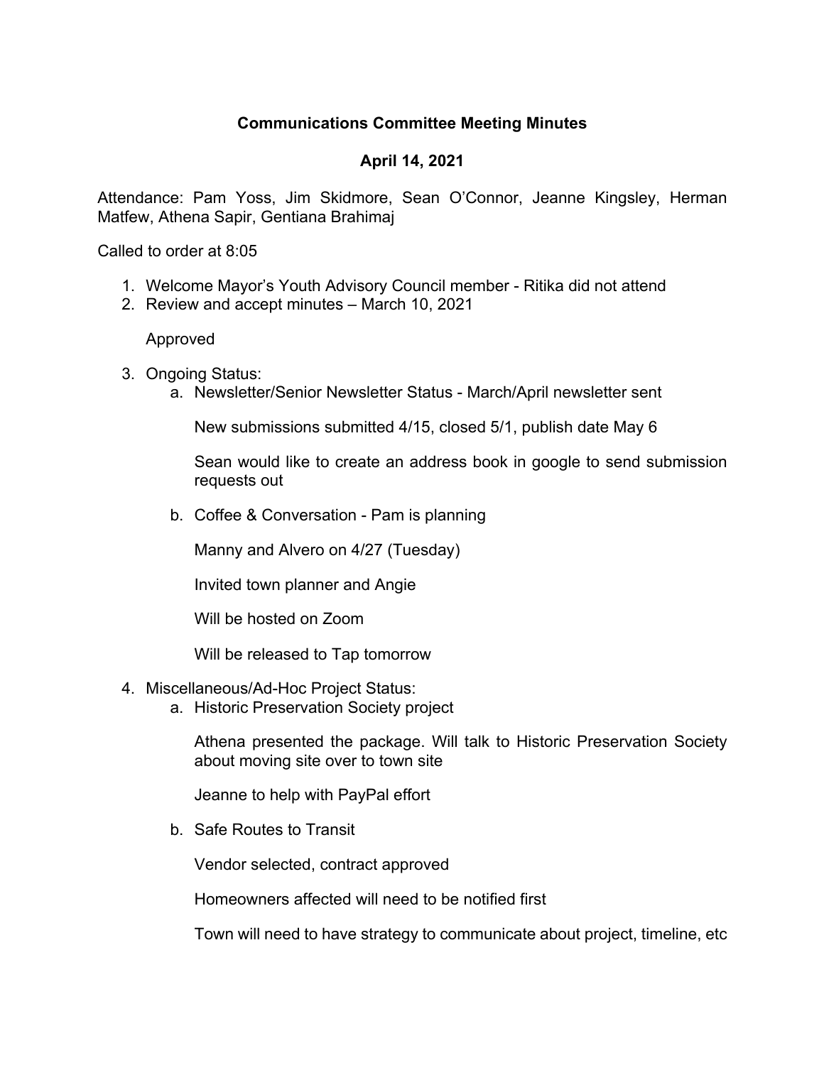# Communications Committee Meeting Minutes

## April 14, 2021

Attendance: Pam Yoss, Jim Skidmore, Sean O'Connor, Jeanne Kingsley, Herman Matfew, Athena Sapir, Gentiana Brahimaj

Called to order at 8:05

1. Welcome Mayor's Youth Advisory Council member - Ritika did not attend
2. Review and accept minutes – March 10, 2021

   Approved

3. Ongoing Status:
   a. Newsletter/Senior Newsletter Status - March/April newsletter sent

      New submissions submitted 4/15, closed 5/1, publish date May 6

      Sean would like to create an address book in google to send submission requests out

   b. Coffee & Conversation - Pam is planning

      Manny and Alvero on 4/27 (Tuesday)

      Invited town planner and Angie

      Will be hosted on Zoom

      Will be released to Tap tomorrow

4. Miscellaneous/Ad-Hoc Project Status:
   a. Historic Preservation Society project

      Athena presented the package. Will talk to Historic Preservation Society about moving site over to town site

      Jeanne to help with PayPal effort

   b. Safe Routes to Transit

      Vendor selected, contract approved

      Homeowners affected will need to be notified first

      Town will need to have strategy to communicate about project, timeline, etc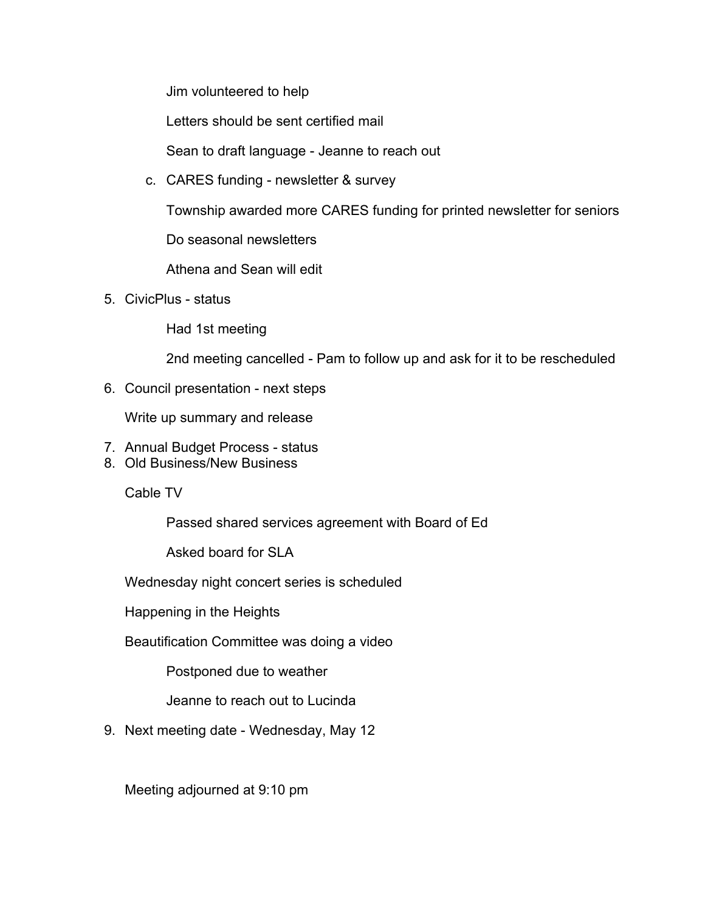Jim volunteered to help

Letters should be sent certified mail

Sean to draft language - Jeanne to reach out

c. CARES funding - newsletter & survey

Township awarded more CARES funding for printed newsletter for seniors

Do seasonal newsletters

Athena and Sean will edit

5. CivicPlus - status

Had 1st meeting

2nd meeting cancelled - Pam to follow up and ask for it to be rescheduled

6. Council presentation - next steps

Write up summary and release

7. Annual Budget Process - status
8. Old Business/New Business

Cable TV

Passed shared services agreement with Board of Ed

Asked board for SLA

Wednesday night concert series is scheduled

Happening in the Heights

Beautification Committee was doing a video

Postponed due to weather

Jeanne to reach out to Lucinda

9. Next meeting date - Wednesday, May 12

Meeting adjourned at 9:10 pm